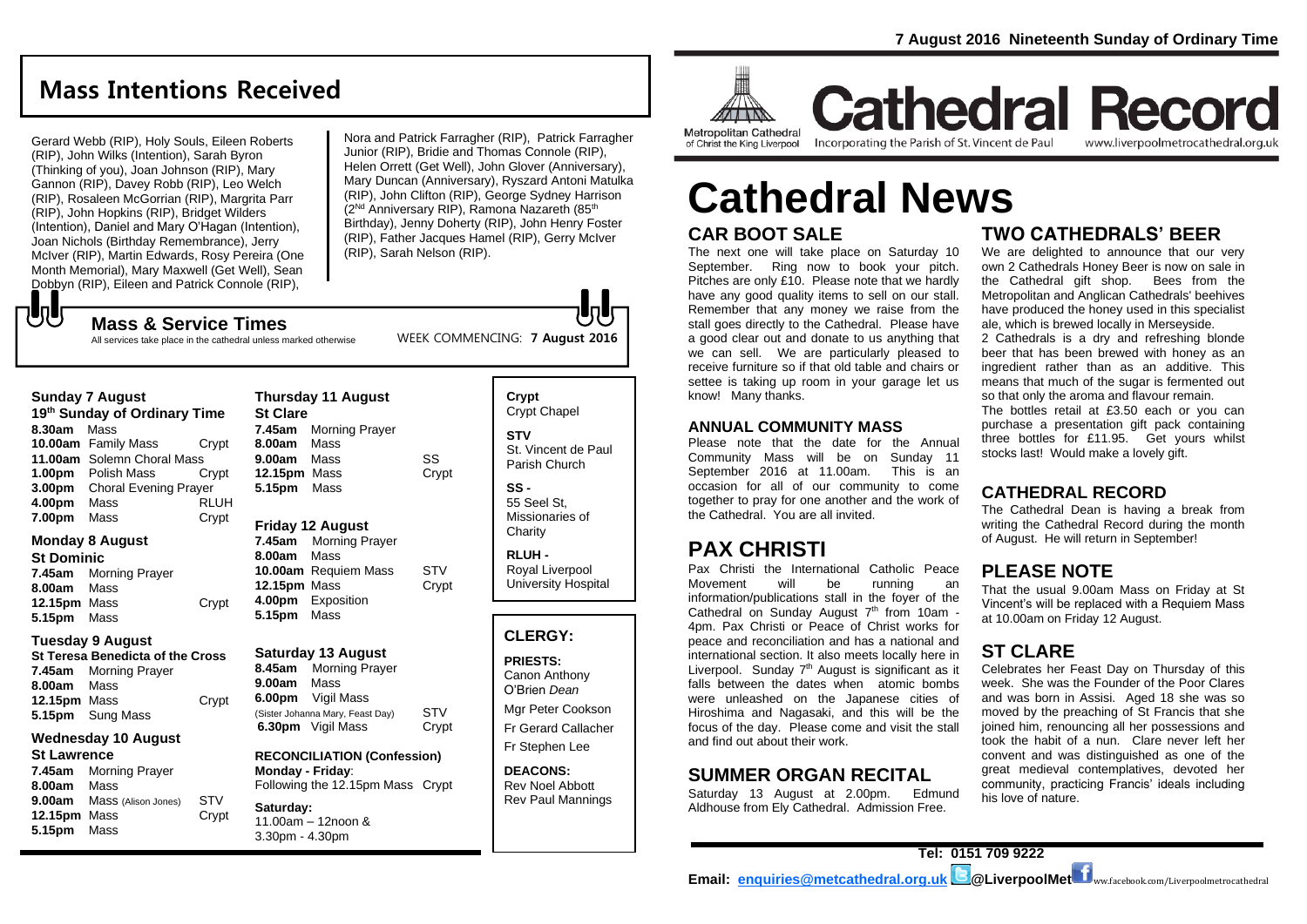7 August 2016 Nineteenth Sunday of Ordinary Time

## Mass Intentions Received

Gerard Webb (RIP), Holy Souls, Eileen Roberts (RIP), John Wilks (Intention), Sarah Byron (Thinking of you), Joan Johnson (RIP), Mary Gannon (RIP), Davey Robb (RIP), Leo Welch (RIP), Rosaleen McGorrian (RIP), Margrita Parr (RIP), John Hopkins (RIP), Bridget Wilders (Intention), Daniel and Mary O'Hagan (Intention), Joan Nichols (Birthday Remembrance), Jerry McIver (RIP), Martin Edwards, Rosy Pereira (One Month Memorial), Mary Maxwell (Get Well), Sean Dobbyn (RIP), Eileen and Patrick Connole (RIP), Nora and Patrick Farragher (RIP), Patrick Farragher Junior (RIP), Bridie and Thomas Connole (RIP), Helen Orrett (Get Well), John Glover (Anniversary), Mary Duncan (Anniversary), Ryszard Antoni Matulka (RIP), John Clifton (RIP), George Sydney Harrison (2[Nd] Anniversary RIP), Ramona Nazareth (85[th] Birthday), Jenny Doherty (RIP), John Henry Foster (RIP), Father Jacques Hamel (RIP), Gerry McIver (RIP), Sarah Nelson (RIP).

### Mass & Service Times

All services take place in the cathedral unless marked otherwise

WEEK COMMENCING: **7 August 2016**

**Sunday 7 August**
**19th Sunday of Ordinary Time**

| | | |
|---|---|---|
| **8.30am** | Mass | |
| **10.00am** | Family Mass | Crypt |
| **11.00am** | Solemn Choral Mass | |
| **1.00pm** | Polish Mass | Crypt |
| **3.00pm** | Choral Evening Prayer | |
| **4.00pm** | Mass | RLUH |
| **7.00pm** | Mass | Crypt |

**Monday 8 August**
**St Dominic**

| | | |
|---|---|---|
| **7.45am** | Morning Prayer | |
| **8.00am** | Mass | |
| **12.15pm** | Mass | Crypt |
| **5.15pm** | Mass | |

**Tuesday 9 August**
**St Teresa Benedicta of the Cross**

| | | |
|---|---|---|
| **7.45am** | Morning Prayer | |
| **8.00am** | Mass | |
| **12.15pm** | Mass | Crypt |
| **5.15pm** | Sung Mass | |

**Wednesday 10 August**
**St Lawrence**

| | | |
|---|---|---|
| **7.45am** | Morning Prayer | |
| **8.00am** | Mass | |
| **9.00am** | Mass (Alison Jones) | STV |
| **12.15pm** | Mass | Crypt |
| **5.15pm** | Mass | |

**Thursday 11 August**
**St Clare**

| | | |
|---|---|---|
| **7.45am** | Morning Prayer | |
| **8.00am** | Mass | |
| **9.00am** | Mass | SS |
| **12.15pm** | Mass | Crypt |
| **5.15pm** | Mass | |

**Friday 12 August**

| | | |
|---|---|---|
| **7.45am** | Morning Prayer | |
| **8.00am** | Mass | |
| **10.00am** | Requiem Mass | STV |
| **12.15pm** | Mass | Crypt |
| **4.00pm** | Exposition | |
| **5.15pm** | Mass | |

**Saturday 13 August**

| | | |
|---|---|---|
| **8.45am** | Morning Prayer | |
| **9.00am** | Mass | |
| **6.00pm** | Vigil Mass (Sister Johanna Mary, Feast Day) | STV |
| **6.30pm** | Vigil Mass | Crypt |

**RECONCILIATION (Confession)**
**Monday - Friday**: Following the 12.15pm Mass Crypt

**Saturday:** 11.00am – 12noon & 3.30pm - 4.30pm

**Crypt** Crypt Chapel

**STV** St. Vincent de Paul Parish Church

**SS -** 55 Seel St, Missionaries of Charity

**RLUH -** Royal Liverpool University Hospital

### CLERGY:

**PRIESTS:**
Canon Anthony O'Brien *Dean*
Mgr Peter Cookson
Fr Gerard Callacher
Fr Stephen Lee

**DEACONS:**
Rev Noel Abbott
Rev Paul Mannings

Metropolitan Cathedral of Christ the King Liverpool

# Cathedral Record

Incorporating the Parish of St. Vincent de Paul — www.liverpoolmetrocathedral.org.uk

# Cathedral News

## CAR BOOT SALE

The next one will take place on Saturday 10 September. Ring now to book your pitch. Pitches are only £10. Please note that we hardly have any good quality items to sell on our stall. Remember that any money we raise from the stall goes directly to the Cathedral. Please have a good clear out and donate to us anything that we can sell. We are particularly pleased to receive furniture so if that old table and chairs or settee is taking up room in your garage let us know! Many thanks.

### ANNUAL COMMUNITY MASS

Please note that the date for the Annual Community Mass will be on Sunday 11 September 2016 at 11.00am. This is an occasion for all of our community to come together to pray for one another and the work of the Cathedral. You are all invited.

## PAX CHRISTI

Pax Christi the International Catholic Peace Movement will be running an information/publications stall in the foyer of the Cathedral on Sunday August 7[th] from 10am - 4pm. Pax Christi or Peace of Christ works for peace and reconciliation and has a national and international section. It also meets locally here in Liverpool. Sunday 7[th] August is significant as it falls between the dates when atomic bombs were unleashed on the Japanese cities of Hiroshima and Nagasaki, and this will be the focus of the day. Please come and visit the stall and find out about their work.

## SUMMER ORGAN RECITAL

Saturday 13 August at 2.00pm. Edmund Aldhouse from Ely Cathedral. Admission Free.

## TWO CATHEDRALS' BEER

We are delighted to announce that our very own 2 Cathedrals Honey Beer is now on sale in the Cathedral gift shop. Bees from the Metropolitan and Anglican Cathedrals' beehives have produced the honey used in this specialist ale, which is brewed locally in Merseyside.

2 Cathedrals is a dry and refreshing blonde beer that has been brewed with honey as an ingredient rather than as an additive. This means that much of the sugar is fermented out so that only the aroma and flavour remain.

The bottles retail at £3.50 each or you can purchase a presentation gift pack containing three bottles for £11.95. Get yours whilst stocks last! Would make a lovely gift.

## CATHEDRAL RECORD

The Cathedral Dean is having a break from writing the Cathedral Record during the month of August. He will return in September!

## PLEASE NOTE

That the usual 9.00am Mass on Friday at St Vincent's will be replaced with a Requiem Mass at 10.00am on Friday 12 August.

## ST CLARE

Celebrates her Feast Day on Thursday of this week. She was the Founder of the Poor Clares and was born in Assisi. Aged 18 she was so moved by the preaching of St Francis that she joined him, renouncing all her possessions and took the habit of a nun. Clare never left her convent and was distinguished as one of the great medieval contemplatives, devoted her community, practicing Francis' ideals including his love of nature.

**Tel: 0151 709 9222**

**Email: enquiries@metcathedral.org.uk @LiverpoolMet** ww.facebook.com/Liverpoolmetrocathedral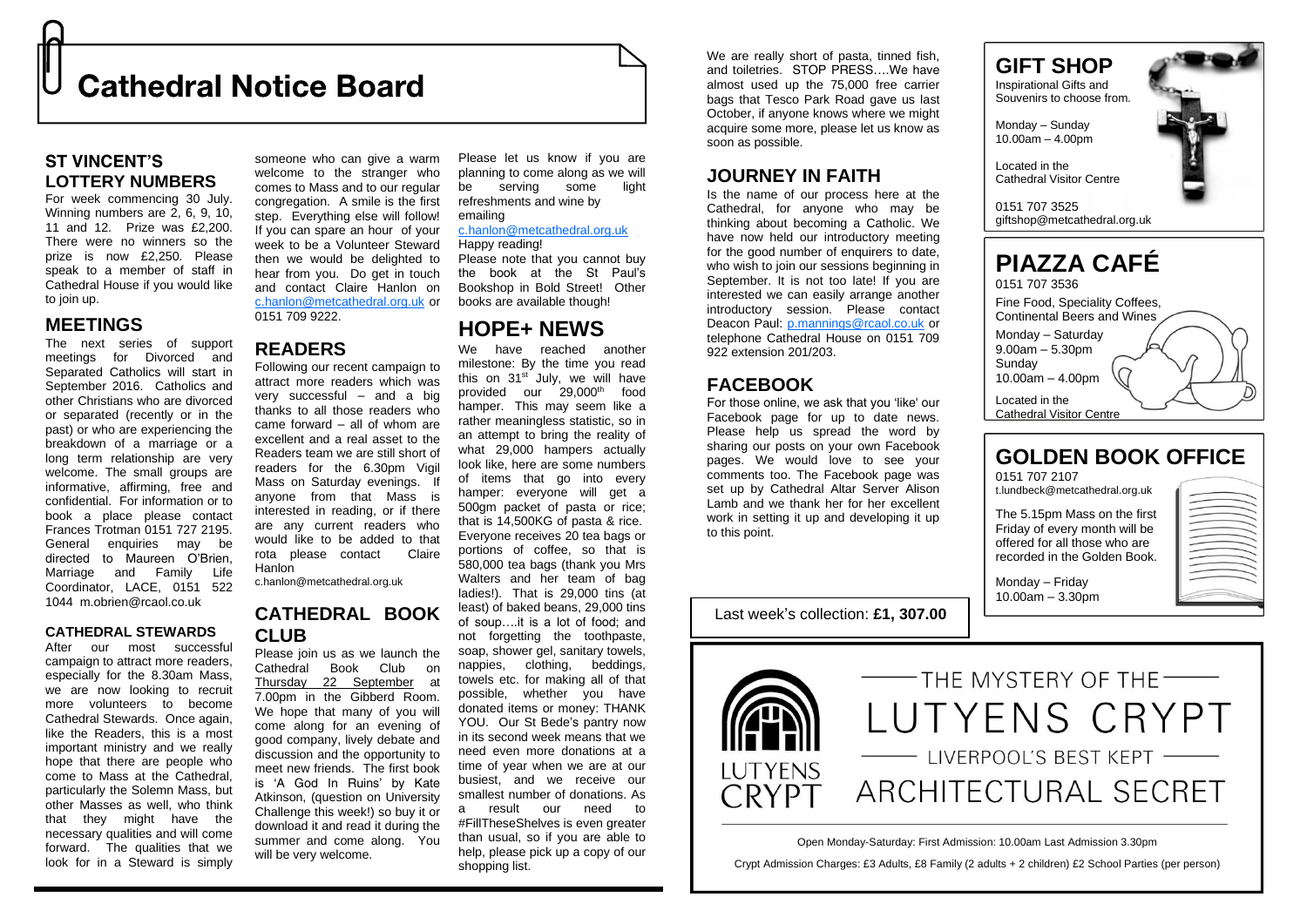# Cathedral Notice Board

## ST VINCENT'S LOTTERY NUMBERS

For week commencing 30 July. Winning numbers are 2, 6, 9, 10, 11 and 12. Prize was £2,200. There were no winners so the prize is now £2,250. Please speak to a member of staff in Cathedral House if you would like to join up.

## MEETINGS

The next series of support meetings for Divorced and Separated Catholics will start in September 2016. Catholics and other Christians who are divorced or separated (recently or in the past) or who are experiencing the breakdown of a marriage or a long term relationship are very welcome. The small groups are informative, affirming, free and confidential. For information or to book a place please contact Frances Trotman 0151 727 2195. General enquiries may be directed to Maureen O'Brien, Marriage and Family Life Coordinator, LACE, 0151 522 1044 m.obrien@rcaol.co.uk

### CATHEDRAL STEWARDS

After our most successful campaign to attract more readers, especially for the 8.30am Mass, we are now looking to recruit more volunteers to become Cathedral Stewards. Once again, like the Readers, this is a most important ministry and we really hope that there are people who come to Mass at the Cathedral, particularly the Solemn Mass, but other Masses as well, who think that they might have the necessary qualities and will come forward. The qualities that we look for in a Steward is simply someone who can give a warm welcome to the stranger who comes to Mass and to our regular congregation. A smile is the first step. Everything else will follow! If you can spare an hour of your week to be a Volunteer Steward then we would be delighted to hear from you. Do get in touch and contact Claire Hanlon on c.hanlon@metcathedral.org.uk or 0151 709 9222.

## READERS

Following our recent campaign to attract more readers which was very successful – and a big thanks to all those readers who came forward – all of whom are excellent and a real asset to the Readers team we are still short of readers for the 6.30pm Vigil Mass on Saturday evenings. If anyone from that Mass is interested in reading, or if there are any current readers who would like to be added to that rota please contact Claire Hanlon c.hanlon@metcathedral.org.uk

## CATHEDRAL BOOK CLUB

Please join us as we launch the Cathedral Book Club on Thursday 22 September at 7.00pm in the Gibberd Room. We hope that many of you will come along for an evening of good company, lively debate and discussion and the opportunity to meet new friends. The first book is 'A God In Ruins' by Kate Atkinson, (question on University Challenge this week!) so buy it or download it and read it during the summer and come along. You will be very welcome.

Please let us know if you are planning to come along as we will be serving some light refreshments and wine by emailing c.hanlon@metcathedral.org.uk Happy reading!

Please note that you cannot buy the book at the St Paul's Bookshop in Bold Street! Other books are available though!

## HOPE+ NEWS

We have reached another milestone: By the time you read this on 31st July, we will have provided our 29,000th food hamper. This may seem like a rather meaningless statistic, so in an attempt to bring the reality of what 29,000 hampers actually look like, here are some numbers of items that go into every hamper: everyone will get a 500gm packet of pasta or rice; that is 14,500KG of pasta & rice. Everyone receives 20 tea bags or portions of coffee, so that is 580,000 tea bags (thank you Mrs Walters and her team of bag ladies!). That is 29,000 tins (at least) of baked beans, 29,000 tins of soup….it is a lot of food; and not forgetting the toothpaste, soap, shower gel, sanitary towels, nappies, clothing, beddings, towels etc. for making all of that possible, whether you have donated items or money: THANK YOU. Our St Bede's pantry now in its second week means that we need even more donations at a time of year when we are at our busiest, and we receive our smallest number of donations. As a result our need to #FillTheseShelves is even greater than usual, so if you are able to help, please pick up a copy of our shopping list.

We are really short of pasta, tinned fish, and toiletries. STOP PRESS….We have almost used up the 75,000 free carrier bags that Tesco Park Road gave us last October, if anyone knows where we might acquire some more, please let us know as soon as possible.

## JOURNEY IN FAITH

Is the name of our process here at the Cathedral, for anyone who may be thinking about becoming a Catholic. We have now held our introductory meeting for the good number of enquirers to date, who wish to join our sessions beginning in September. It is not too late! If you are interested we can easily arrange another introductory session. Please contact Deacon Paul: p.mannings@rcaol.co.uk or telephone Cathedral House on 0151 709 922 extension 201/203.

## FACEBOOK

For those online, we ask that you 'like' our Facebook page for up to date news. Please help us spread the word by sharing our posts on your own Facebook pages. We would love to see your comments too. The Facebook page was set up by Cathedral Altar Server Alison Lamb and we thank her for her excellent work in setting it up and developing it up to this point.

Last week's collection: **£1, 307.00**

## GIFT SHOP

Inspirational Gifts and Souvenirs to choose from.

Monday – Sunday
10.00am – 4.00pm

Located in the Cathedral Visitor Centre

0151 707 3525
giftshop@metcathedral.org.uk

## PIAZZA CAFÉ

0151 707 3536

Fine Food, Speciality Coffees, Continental Beers and Wines

Monday – Saturday
9.00am – 5.30pm
Sunday
10.00am – 4.00pm

Located in the Cathedral Visitor Centre

## GOLDEN BOOK OFFICE

0151 707 2107
t.lundbeck@metcathedral.org.uk

The 5.15pm Mass on the first Friday of every month will be offered for all those who are recorded in the Golden Book.

Monday – Friday
10.00am – 3.30pm

LUTYENS CRYPT

THE MYSTERY OF THE LUTYENS CRYPT — LIVERPOOL'S BEST KEPT — ARCHITECTURAL SECRET

Open Monday-Saturday: First Admission: 10.00am Last Admission 3.30pm

Crypt Admission Charges: £3 Adults, £8 Family (2 adults + 2 children) £2 School Parties (per person)